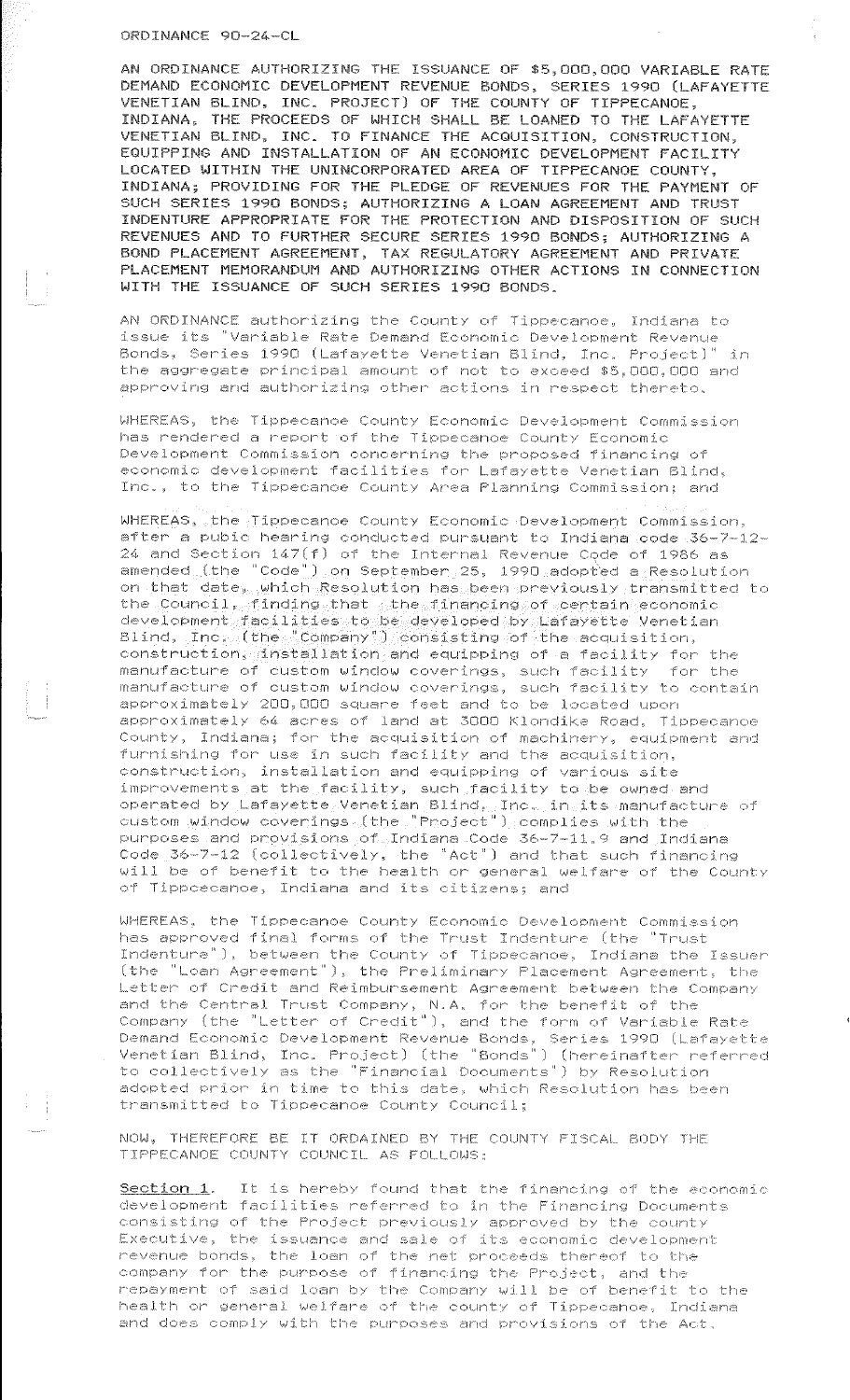ORDINANCE 90-24-CL

AN ORDINANCE AUTHORIZING THE ISSUANCE OF $5,000,000 VARIABLE RATE DEMAND ECONOMIC DEVELOPMENT REVENUE BONDS, SERIES 1990 (LAFAYETTE VENETIAN BLIND, INC. PROJECT) OF THE COUNTY OF TIPPECANOE, INDIANA, THE PROCEEDS OF WHICH SHALL BE LOANED TO THE LAFAYETTE VENETIAN BLIND, INC. TO FINANCE THE ACQUISITION, CONSTRUCTION, EQUIPPING AND INSTALLATION OF AN ECONOMIC DEVELOPMENT FACILITY LOCATED WITHIN THE UNINCORPORATED AREA OF TIPPECANOE COUNTY, INDIANA; PROVIDING FOR THE PLEDGE OF REVENUES FOR THE PAYMENT OF SUCH SERIES 1990 BONDS; AUTHORIZING A LOAN AGREEMENT AND TRUST INDENTURE APPROPRIATE FOR THE PROTECTION AND DISPOSITION OF SUCH REVENUES AND TO FURTHER SECURE SERIES 1990 BONDS; AUTHORIZING A BOND PLACEMENT AGREEMENT, TAX REGULATORY AGREEMENT AND PRIVATE PLACEMENT MEMORANDUM AND AUTHORIZING OTHER ACTIONS IN CONNECTION WITH THE ISSUANCE OF SUCH SERIES 1990 BONDS.

AN ORDINANCE authorizing the County of Tippecanoe, Indiana to issue its "Variable Rate Demand Economic Development Revenue Bonds, Series 1990 (Lafayette Venetian Blind, Inc. Project)" in the aggregate principal amount of not to exceed $5,000,000 and approving and authorizing other actions in respect thereto.

WHEREAS, the Tippecanoe County Economic Development Commission has rendered a report of the Tippecanoe County Economic Development Commission concerning the proposed financing of economic development facilities for Lafayette Venetian Blind, Inc., to the Tippecanoe County Area Planning Commission; and

WHEREAS, the Tippecanoe County Economic Development Commission, after a pubic hearing conducted pursuant to Indiana code 36-7-12-24 and Section 147(f) of the Internal Revenue Code of 1986 as amended (the "Code") on September 25, 1990 adopted a Resolution on that date, which Resolution has been previously transmitted to the Council, finding that the financing of certain economic development facilities to be developed by Lafayette Venetian Blind, Inc. (the "Company") consisting of the acquisition, construction, installation and equipping of a facility for the manufacture of custom window coverings, such facility for the manufacture of custom window coverings, such facility to contain approximately 200,000 square feet and to be located upon approximately 64 acres of land at 3000 Klondike Road, Tippecanoe County, Indiana; for the acquisition of machinery, equipment and furnishing for use in such facility and the acquisition, construction, installation and equipping of various site improvements at the facility, such facility to be owned and operated by Lafayette Venetian Blind, Inc. in its manufacture of custom window coverings (the "Project") complies with the purposes and provisions of Indiana Code 36-7-11.9 and Indiana Code 36-7-12 (collectively, the "Act") and that such financing will be of benefit to the health or general welfare of the County of Tippecanoe, Indiana and its citizens; and

WHEREAS, the Tippecanoe County Economic Development Commission has approved final forms of the Trust Indenture (the "Trust Indenture"), between the County of Tippecanoe, Indiana the Issuer (the "Loan Agreement"), the Preliminary Placement Agreement, the Letter of Credit and Reimbursement Agreement between the Company and the Central Trust Company, N.A. for the benefit of the Company (the "Letter of Credit"), and the form of Variable Rate Demand Economic Development Revenue Bonds, Series 1990 (Lafayette Venetian Blind, Inc. Project) (the "Bonds") (hereinafter referred to collectively as the "Financial Documents") by Resolution adopted prior in time to this date, which Resolution has been transmitted to Tippecanoe County Council;

NOW, THEREFORE BE IT ORDAINED BY THE COUNTY FISCAL BODY THE TIPPECANOE COUNTY COUNCIL AS FOLLOWS:

<u>Section 1</u>. It is hereby found that the financing of the economic development facilities referred to in the Financing Documents consisting of the Project previously approved by the county Executive, the issuance and sale of its economic development revenue bonds, the loan of the net proceeds thereof to the company for the purpose of financing the Project, and the repayment of said loan by the Company will be of benefit to the health or general welfare of the county of Tippecanoe, Indiana and does comply with the purposes and provisions of the Act.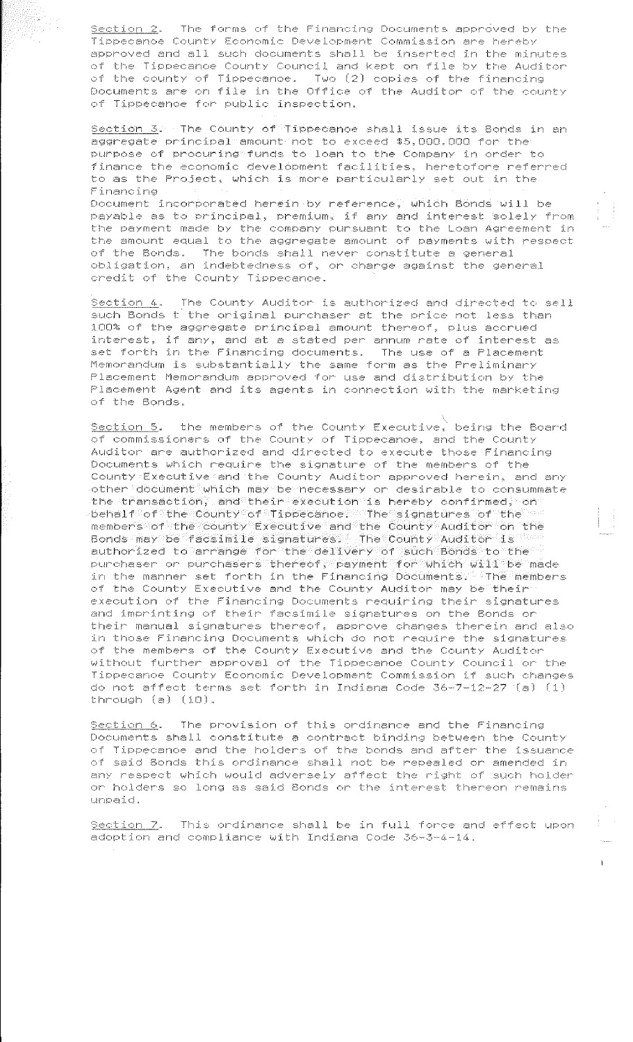Section 2. The forms of the Financing Documents approved by the Tippecanoe County Economic Development Commission are hereby approved and all such documents shall be inserted in the minutes of the Tippecanoe County Council and kept on file by the Auditor of the county of Tippecanoe. Two (2) copies of the financing Documents are on file in the Office of the Auditor of the county of Tippecanoe for public inspection.

Section 3. The County of Tippecanoe shall issue its Bonds in an aggregate principal amount not to exceed $5,000.000 for the purpose of procuring funds to loan to the Company in order to finance the economic development facilities, heretofore referred to as the Project, which is more particularly set out in the Financing Document incorporated herein by reference, which Bonds will be payable as to principal, premium, if any and interest solely from the payment made by the company pursuant to the Loan Agreement in the amount equal to the aggregate amount of payments with respect of the Bonds. The bonds shall never constitute a general obligation, an indebtedness of, or charge against the general credit of the County Tippecanoe.

Section 4. The County Auditor is authorized and directed to sell such Bonds t the original purchaser at the price not less than 100% of the aggregate principal amount thereof, plus accrued interest, if any, and at a stated per annum rate of interest as set forth in the Financing documents. The use of a Placement Memorandum is substantially the same form as the Preliminary Placement Memorandum approved for use and distribution by the Placement Agent and its agents in connection with the marketing of the Bonds.

Section 5. the members of the County Executive, being the Board of commissioners of the County of Tippecanoe, and the County Auditor are authorized and directed to execute those Financing Documents which require the signature of the members of the County Executive and the County Auditor approved herein, and any other document which may be necessary or desirable to consummate the transaction, and their execution is hereby confirmed, on behalf of the County of Tippecanoe. The signatures of the members of the county Executive and the County Auditor on the Bonds may be facsimile signatures. The County Auditor is authorized to arrange for the delivery of such Bonds to the purchaser or purchasers thereof, payment for which will be made in the manner set forth in the Financing Documents. The members of the County Executive and the County Auditor may be their execution of the Financing Documents requiring their signatures and imprinting of their facsimile signatures on the Bonds or their manual signatures thereof, approve changes therein and also in those Financing Documents which do not require the signatures of the members of the County Executive and the County Auditor without further approval of the Tippecanoe County Council or the Tippecanoe County Economic Development Commission if such changes do not affect terms set forth in Indiana Code 36-7-12-27 (a) (1) through (a) (10).

Section 6. The provision of this ordinance and the Financing Documents shall constitute a contract binding between the County of Tippecanoe and the holders of the bonds and after the issuance of said Bonds this ordinance shall not be repealed or amended in any respect which would adversely affect the right of such holder or holders so long as said Bonds or the interest thereon remains unpaid.

Section 7. This ordinance shall be in full force and effect upon adoption and compliance with Indiana Code 36-3-4-14.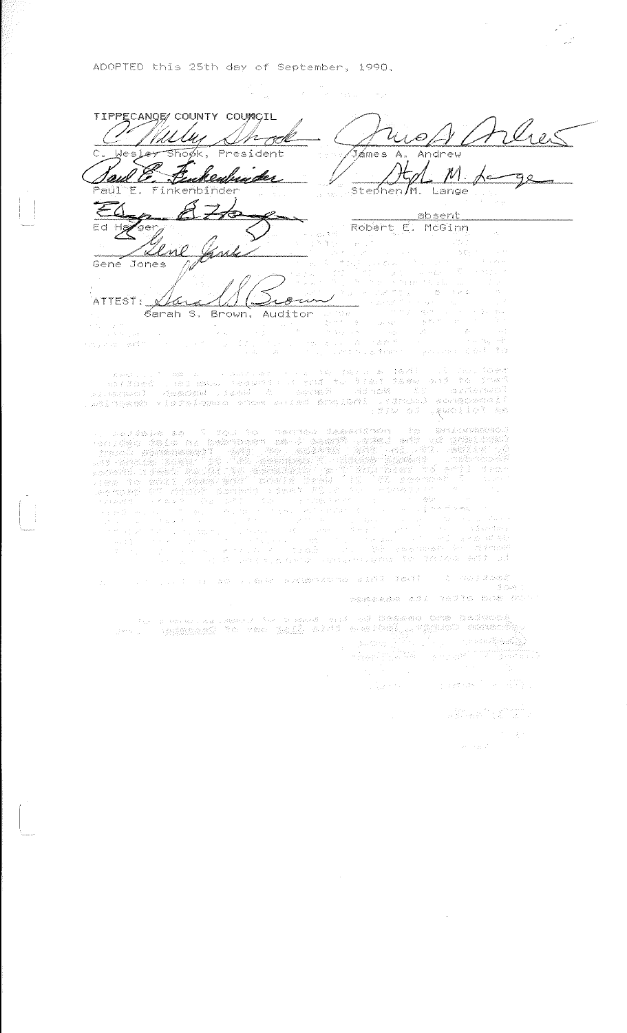ADOPTED this 25th day of September, 1990.

TIPPECANOE COUNTY COUNCIL

| | |
|---|---|
| C. Wesley Shook, President | James A. Andrew |
| Paul E. Finkenbinder | Stephen M. Lange |
| Ed Haffner | absent<br>Robert E. McGinn |
| Gene Jones | |

ATTEST: Sarah S. Brown, Auditor